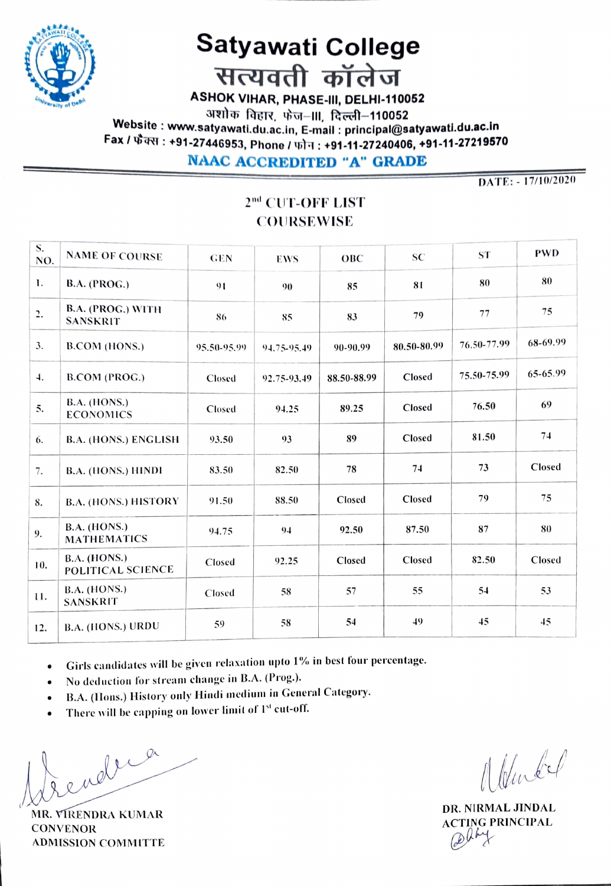# Satyawati College

# सत्यवती कॉलेज

**ASHOK VIHAR, PHASE-III, DELHI-110052**

अशोक विहार, फेज–III, दिल्ली–110052

**Website : www.satyawati.du.ac.in, E-mail : principal@satyawati.du.ac.in**

**Fax / फैक्स : +91-27446953, Phone / फोन : +91-11-27240406, +91-11-27219570**

**NAAC ACCREDITED "A" GRADE**

DATE: - 17/10/2020

## 2nd CUT-OFF LIST
## COURSEWISE

| S. NO. | NAME OF COURSE | GEN | EWS | OBC | SC | ST | PWD |
|---|---|---|---|---|---|---|---|
| 1. | B.A. (PROG.) | 91 | 90 | 85 | 81 | 80 | 80 |
| 2. | B.A. (PROG.) WITH SANSKRIT | 86 | 85 | 83 | 79 | 77 | 75 |
| 3. | B.COM (HONS.) | 95.50-95.99 | 94.75-95.49 | 90-90.99 | 80.50-80.99 | 76.50-77.99 | 68-69.99 |
| 4. | B.COM (PROG.) | Closed | 92.75-93.49 | 88.50-88.99 | Closed | 75.50-75.99 | 65-65.99 |
| 5. | B.A. (HONS.) ECONOMICS | Closed | 94.25 | 89.25 | Closed | 76.50 | 69 |
| 6. | B.A. (HONS.) ENGLISH | 93.50 | 93 | 89 | Closed | 81.50 | 74 |
| 7. | B.A. (HONS.) HINDI | 83.50 | 82.50 | 78 | 74 | 73 | Closed |
| 8. | B.A. (HONS.) HISTORY | 91.50 | 88.50 | Closed | Closed | 79 | 75 |
| 9. | B.A. (HONS.) MATHEMATICS | 94.75 | 94 | 92.50 | 87.50 | 87 | 80 |
| 10. | B.A. (HONS.) POLITICAL SCIENCE | Closed | 92.25 | Closed | Closed | 82.50 | Closed |
| 11. | B.A. (HONS.) SANSKRIT | Closed | 58 | 57 | 55 | 54 | 53 |
| 12. | B.A. (HONS.) URDU | 59 | 58 | 54 | 49 | 45 | 45 |

- Girls candidates will be given relaxation upto 1% in best four percentage.
- No deduction for stream change in B.A. (Prog.).
- B.A. (Hons.) History only Hindi medium in General Category.
- There will be capping on lower limit of 1st cut-off.

MR. VIRENDRA KUMAR
CONVENOR
ADMISSION COMMITTE

DR. NIRMAL JINDAL
ACTING PRINCIPAL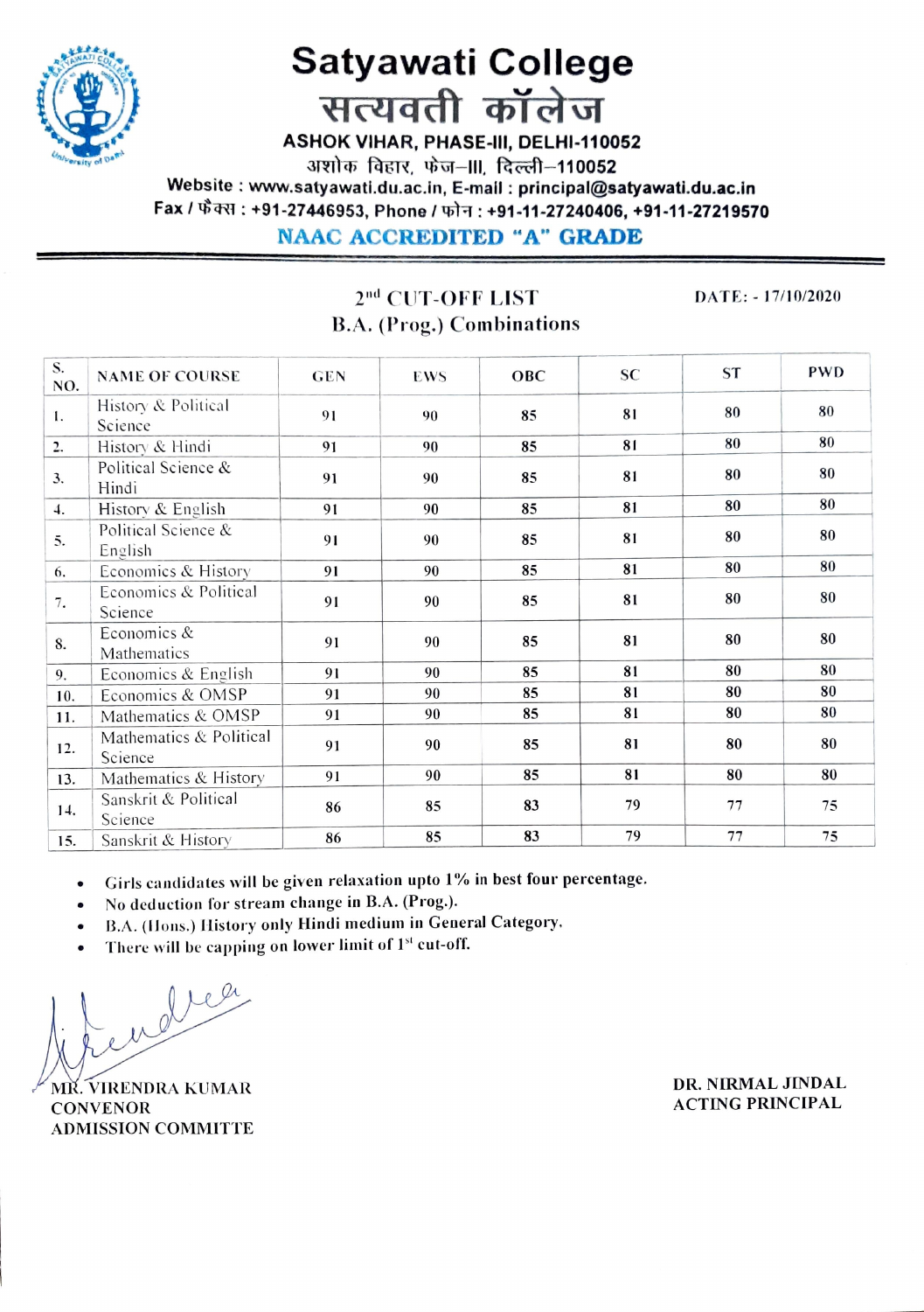# Satyawati College

# सत्यवती कॉलेज

**ASHOK VIHAR, PHASE-III, DELHI-110052**

**अशोक विहार, फेज–III, दिल्ली–110052**

**Website : www.satyawati.du.ac.in, E-mail : principal@satyawati.du.ac.in**

**Fax / फैक्स : +91-27446953, Phone / फोन : +91-11-27240406, +91-11-27219570**

**NAAC ACCREDITED "A" GRADE**

## 2nd CUT-OFF LIST
## B.A. (Prog.) Combinations

**DATE: - 17/10/2020**

| S. NO. | NAME OF COURSE | GEN | EWS | OBC | SC | ST | PWD |
|---|---|---|---|---|---|---|---|
| 1. | History & Political Science | 91 | 90 | 85 | 81 | 80 | 80 |
| 2. | History & Hindi | 91 | 90 | 85 | 81 | 80 | 80 |
| 3. | Political Science & Hindi | 91 | 90 | 85 | 81 | 80 | 80 |
| 4. | History & English | 91 | 90 | 85 | 81 | 80 | 80 |
| 5. | Political Science & English | 91 | 90 | 85 | 81 | 80 | 80 |
| 6. | Economics & History | 91 | 90 | 85 | 81 | 80 | 80 |
| 7. | Economics & Political Science | 91 | 90 | 85 | 81 | 80 | 80 |
| 8. | Economics & Mathematics | 91 | 90 | 85 | 81 | 80 | 80 |
| 9. | Economics & English | 91 | 90 | 85 | 81 | 80 | 80 |
| 10. | Economics & OMSP | 91 | 90 | 85 | 81 | 80 | 80 |
| 11. | Mathematics & OMSP | 91 | 90 | 85 | 81 | 80 | 80 |
| 12. | Mathematics & Political Science | 91 | 90 | 85 | 81 | 80 | 80 |
| 13. | Mathematics & History | 91 | 90 | 85 | 81 | 80 | 80 |
| 14. | Sanskrit & Political Science | 86 | 85 | 83 | 79 | 77 | 75 |
| 15. | Sanskrit & History | 86 | 85 | 83 | 79 | 77 | 75 |

- Girls candidates will be given relaxation upto 1% in best four percentage.
- No deduction for stream change in B.A. (Prog.).
- B.A. (Hons.) History only Hindi medium in General Category.
- There will be capping on lower limit of 1st cut-off.

MR. VIRENDRA KUMAR
CONVENOR
ADMISSION COMMITTE

DR. NIRMAL JINDAL
ACTING PRINCIPAL